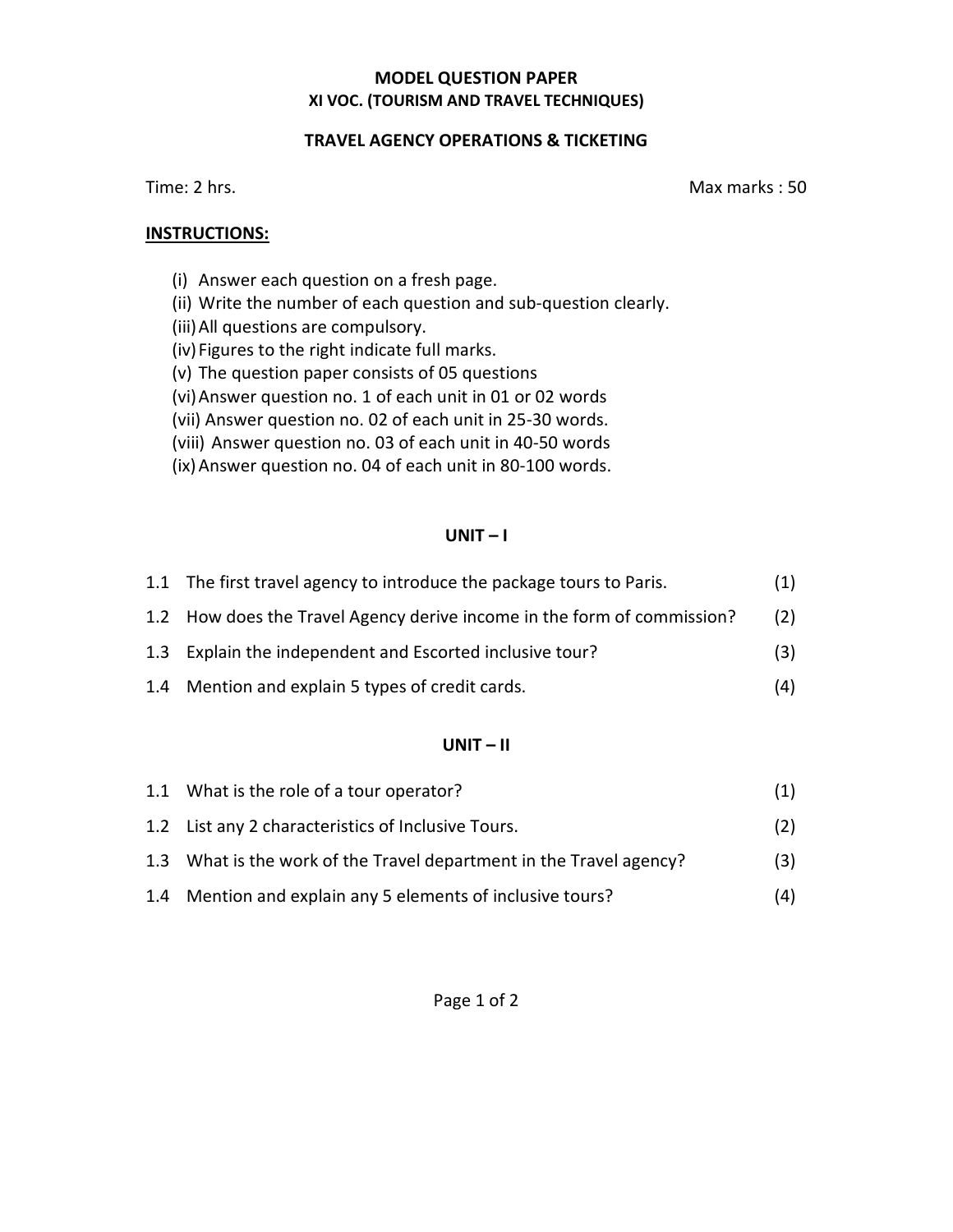# MODEL QUESTION PAPER

## XI VOC. (TOURISM AND TRAVEL TECHNIQUES)

## TRAVEL AGENCY OPERATIONS & TICKETING

Time: 2 hrs. Max marks : 50

**INSTRUCTIONS:**

(i) Answer each question on a fresh page.
(ii) Write the number of each question and sub-question clearly.
(iii) All questions are compulsory.
(iv) Figures to the right indicate full marks.
(v) The question paper consists of 05 questions
(vi) Answer question no. 1 of each unit in 01 or 02 words
(vii) Answer question no. 02 of each unit in 25-30 words.
(viii) Answer question no. 03 of each unit in 40-50 words
(ix) Answer question no. 04 of each unit in 80-100 words.

### UNIT – I

1.1 The first travel agency to introduce the package tours to Paris. (1)

1.2 How does the Travel Agency derive income in the form of commission? (2)

1.3 Explain the independent and Escorted inclusive tour? (3)

1.4 Mention and explain 5 types of credit cards. (4)

### UNIT – II

1.1 What is the role of a tour operator? (1)

1.2 List any 2 characteristics of Inclusive Tours. (2)

1.3 What is the work of the Travel department in the Travel agency? (3)

1.4 Mention and explain any 5 elements of inclusive tours? (4)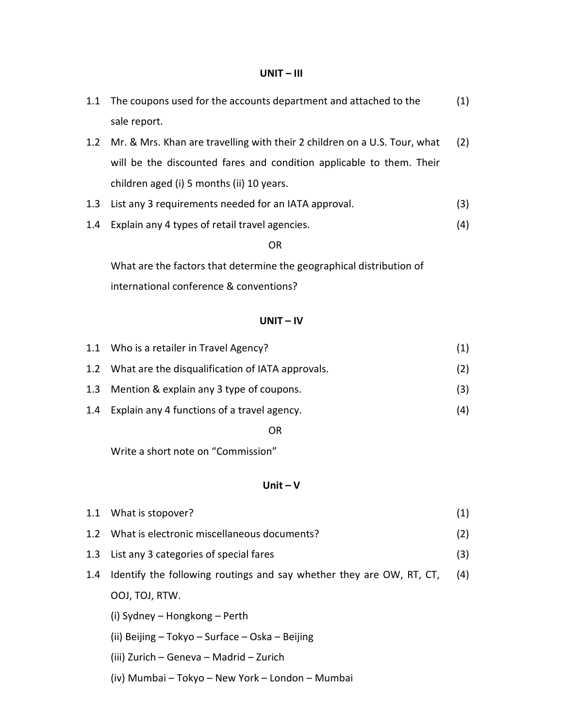## UNIT – III

1.1 The coupons used for the accounts department and attached to the sale report. (1)

1.2 Mr. & Mrs. Khan are travelling with their 2 children on a U.S. Tour, what will be the discounted fares and condition applicable to them. Their children aged (i) 5 months (ii) 10 years. (2)

1.3 List any 3 requirements needed for an IATA approval. (3)

1.4 Explain any 4 types of retail travel agencies. (4)

OR

What are the factors that determine the geographical distribution of international conference & conventions?

## UNIT – IV

1.1 Who is a retailer in Travel Agency? (1)

1.2 What are the disqualification of IATA approvals. (2)

1.3 Mention & explain any 3 type of coupons. (3)

1.4 Explain any 4 functions of a travel agency. (4)

OR

Write a short note on "Commission"

## Unit – V

1.1 What is stopover? (1)

1.2 What is electronic miscellaneous documents? (2)

1.3 List any 3 categories of special fares (3)

1.4 Identify the following routings and say whether they are OW, RT, CT, OOJ, TOJ, RTW. (4)

(i) Sydney – Hongkong – Perth

(ii) Beijing – Tokyo – Surface – Oska – Beijing

(iii) Zurich – Geneva – Madrid – Zurich

(iv) Mumbai – Tokyo – New York – London – Mumbai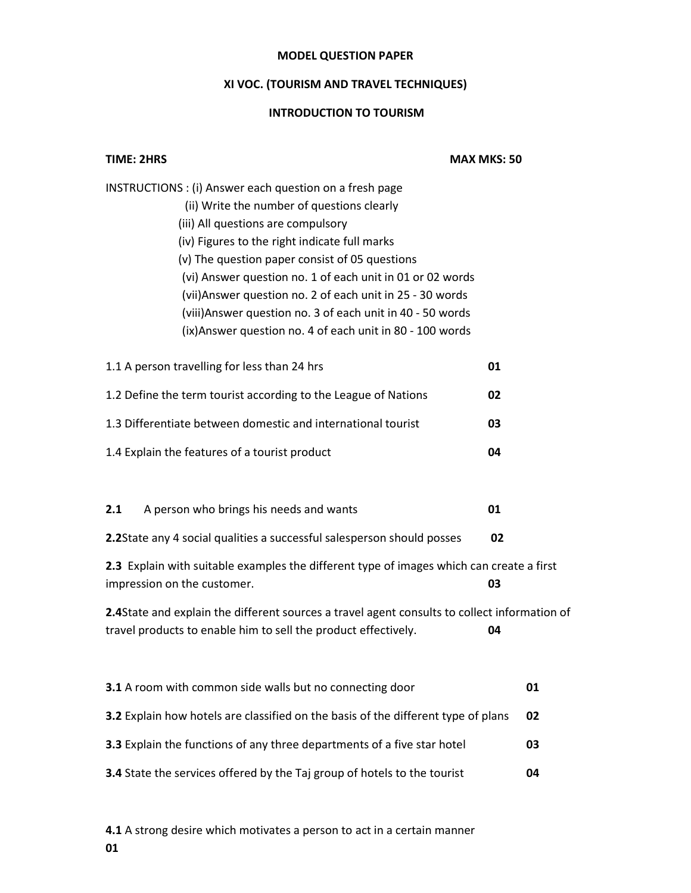**MODEL QUESTION PAPER**

**XI VOC. (TOURISM AND TRAVEL TECHNIQUES)**

**INTRODUCTION TO TOURISM**

**TIME: 2HRS** **MAX MKS: 50**

INSTRUCTIONS : (i) Answer each question on a fresh page
(ii) Write the number of questions clearly
(iii) All questions are compulsory
(iv) Figures to the right indicate full marks
(v) The question paper consist of 05 questions
(vi) Answer question no. 1 of each unit in 01 or 02 words
(vii)Answer question no. 2 of each unit in 25 - 30 words
(viii)Answer question no. 3 of each unit in 40 - 50 words
(ix)Answer question no. 4 of each unit in 80 - 100 words

1.1 A person travelling for less than 24 hrs **01**

1.2 Define the term tourist according to the League of Nations **02**

1.3 Differentiate between domestic and international tourist **03**

1.4 Explain the features of a tourist product **04**

**2.1** A person who brings his needs and wants **01**

**2.2**State any 4 social qualities a successful salesperson should posses **02**

**2.3** Explain with suitable examples the different type of images which can create a first impression on the customer. **03**

**2.4**State and explain the different sources a travel agent consults to collect information of travel products to enable him to sell the product effectively. **04**

**3.1** A room with common side walls but no connecting door **01**

**3.2** Explain how hotels are classified on the basis of the different type of plans **02**

**3.3** Explain the functions of any three departments of a five star hotel **03**

**3.4** State the services offered by the Taj group of hotels to the tourist **04**

**4.1** A strong desire which motivates a person to act in a certain manner
**01**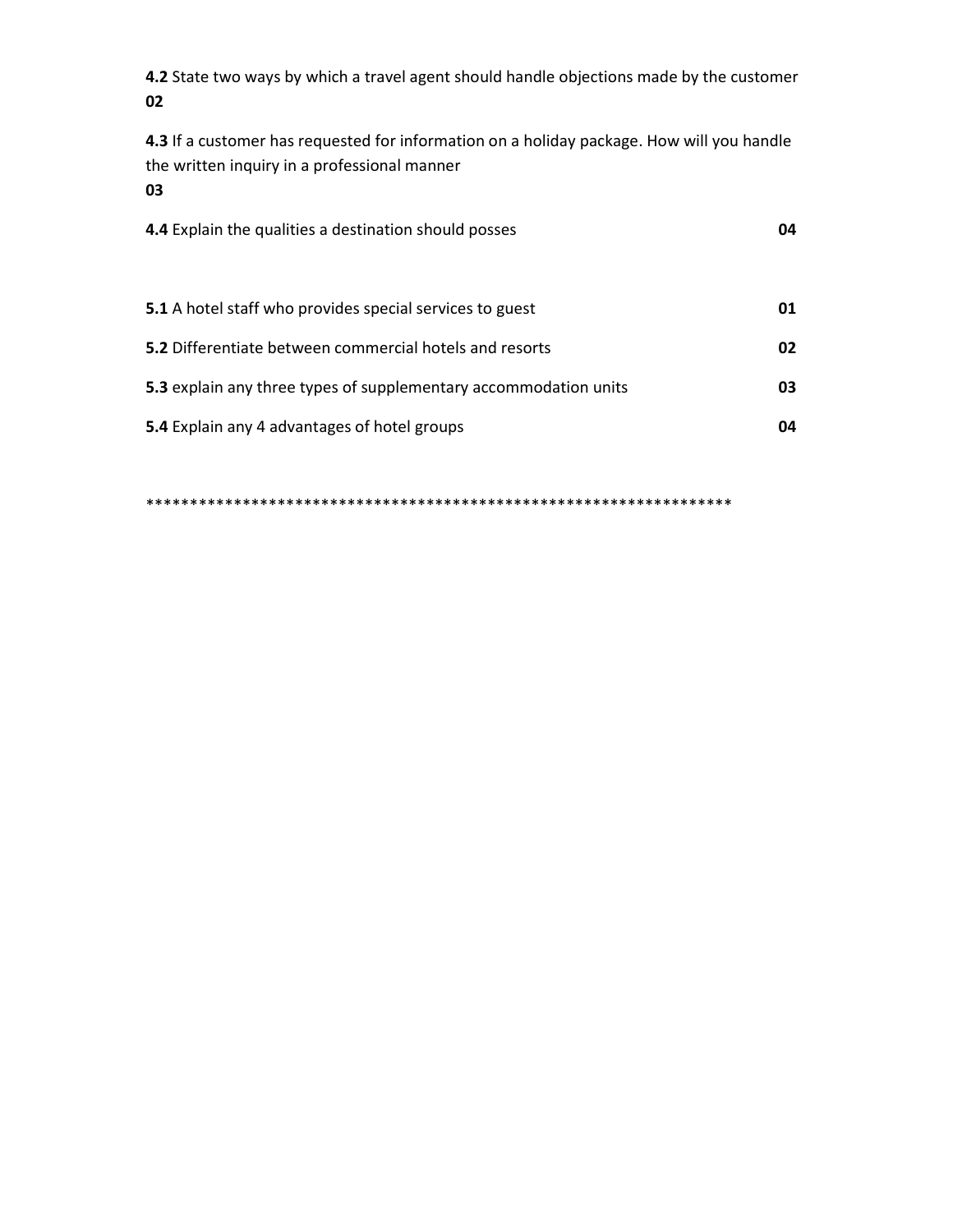**4.2** State two ways by which a travel agent should handle objections made by the customer **02**

**4.3** If a customer has requested for information on a holiday package. How will you handle the written inquiry in a professional manner
**03**

**4.4** Explain the qualities a destination should posses **04**

**5.1** A hotel staff who provides special services to guest **01**

**5.2** Differentiate between commercial hotels and resorts **02**

**5.3** explain any three types of supplementary accommodation units **03**

**5.4** Explain any 4 advantages of hotel groups **04**

*******************************************************************